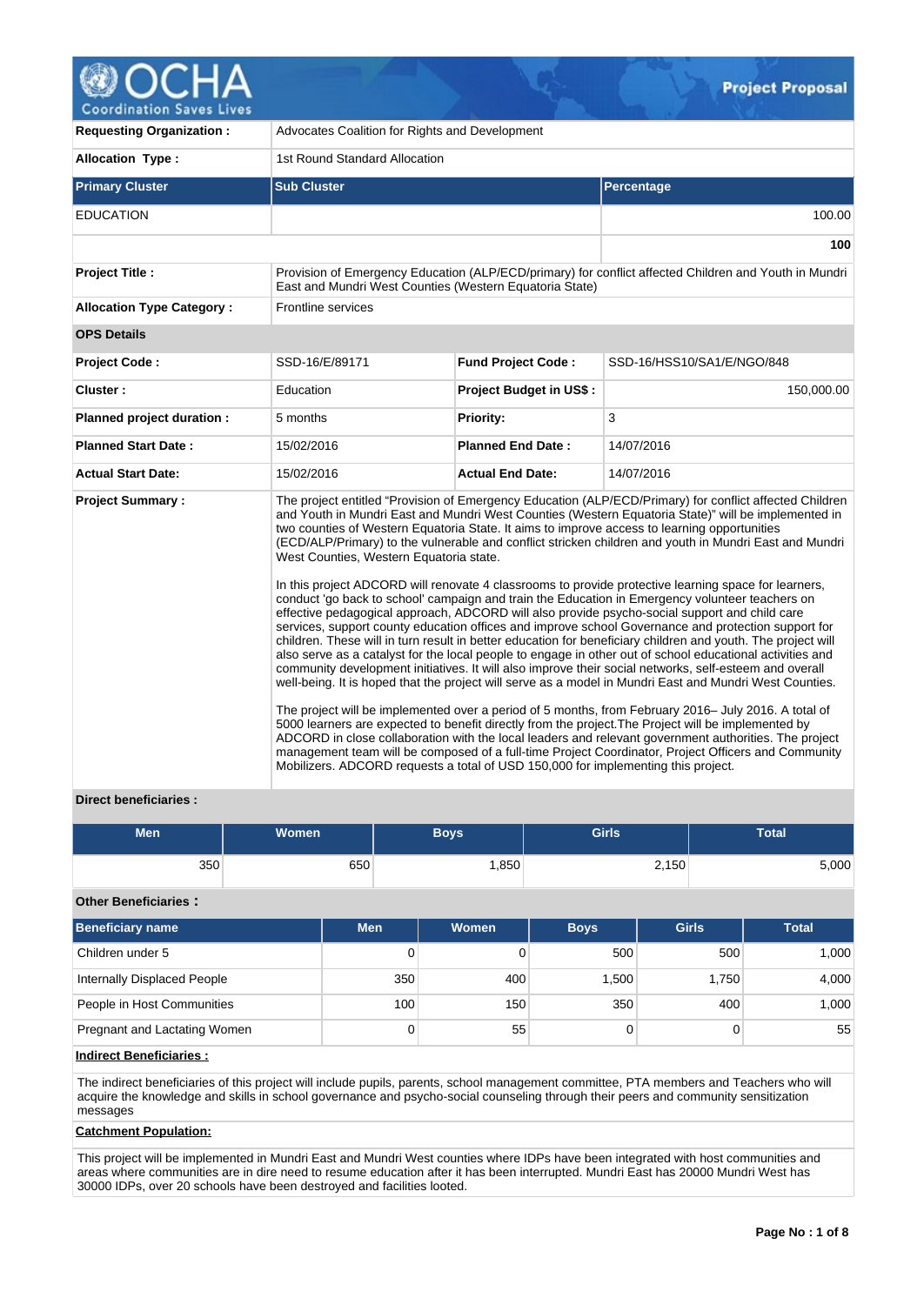# Project Proposal

| | |
|---|---|
| **Requesting Organization :** | Advocates Coalition for Rights and Development |
| **Allocation Type :** | 1st Round Standard Allocation |

| Primary Cluster | Sub Cluster | Percentage |
|---|---|---|
| EDUCATION | | 100.00 |
| | | **100** |

| | |
|---|---|
| **Project Title :** | Provision of Emergency Education (ALP/ECD/primary) for conflict affected Children and Youth in Mundri East and Mundri West Counties (Western Equatoria State) |
| **Allocation Type Category :** | Frontline services |

**OPS Details**

| | | | |
|---|---|---|---|
| **Project Code :** | SSD-16/E/89171 | **Fund Project Code :** | SSD-16/HSS10/SA1/E/NGO/848 |
| **Cluster :** | Education | **Project Budget in US$ :** | 150,000.00 |
| **Planned project duration :** | 5 months | **Priority:** | 3 |
| **Planned Start Date :** | 15/02/2016 | **Planned End Date :** | 14/07/2016 |
| **Actual Start Date:** | 15/02/2016 | **Actual End Date:** | 14/07/2016 |

**Project Summary :**

The project entitled "Provision of Emergency Education (ALP/ECD/Primary) for conflict affected Children and Youth in Mundri East and Mundri West Counties (Western Equatoria State)" will be implemented in two counties of Western Equatoria State. It aims to improve access to learning opportunities (ECD/ALP/Primary) to the vulnerable and conflict stricken children and youth in Mundri East and Mundri West Counties, Western Equatoria state.

In this project ADCORD will renovate 4 classrooms to provide protective learning space for learners, conduct 'go back to school' campaign and train the Education in Emergency volunteer teachers on effective pedagogical approach, ADCORD will also provide psycho-social support and child care services, support county education offices and improve school Governance and protection support for children. These will in turn result in better education for beneficiary children and youth. The project will also serve as a catalyst for the local people to engage in other out of school educational activities and community development initiatives. It will also improve their social networks, self-esteem and overall well-being. It is hoped that the project will serve as a model in Mundri East and Mundri West Counties.

The project will be implemented over a period of 5 months, from February 2016– July 2016. A total of 5000 learners are expected to benefit directly from the project.The Project will be implemented by ADCORD in close collaboration with the local leaders and relevant government authorities. The project management team will be composed of a full-time Project Coordinator, Project Officers and Community Mobilizers. ADCORD requests a total of USD 150,000 for implementing this project.

**Direct beneficiaries :**

| Men | Women | Boys | Girls | Total |
|---|---|---|---|---|
| 350 | 650 | 1,850 | 2,150 | 5,000 |

**Other Beneficiaries :**

| Beneficiary name | Men | Women | Boys | Girls | Total |
|---|---|---|---|---|---|
| Children under 5 | 0 | 0 | 500 | 500 | 1,000 |
| Internally Displaced People | 350 | 400 | 1,500 | 1,750 | 4,000 |
| People in Host Communities | 100 | 150 | 350 | 400 | 1,000 |
| Pregnant and Lactating Women | 0 | 55 | 0 | 0 | 55 |

**Indirect Beneficiaries :**

The indirect beneficiaries of this project will include pupils, parents, school management committee, PTA members and Teachers who will acquire the knowledge and skills in school governance and psycho-social counseling through their peers and community sensitization messages

**Catchment Population:**

This project will be implemented in Mundri East and Mundri West counties where IDPs have been integrated with host communities and areas where communities are in dire need to resume education after it has been interrupted. Mundri East has 20000 Mundri West has 30000 IDPs, over 20 schools have been destroyed and facilities looted.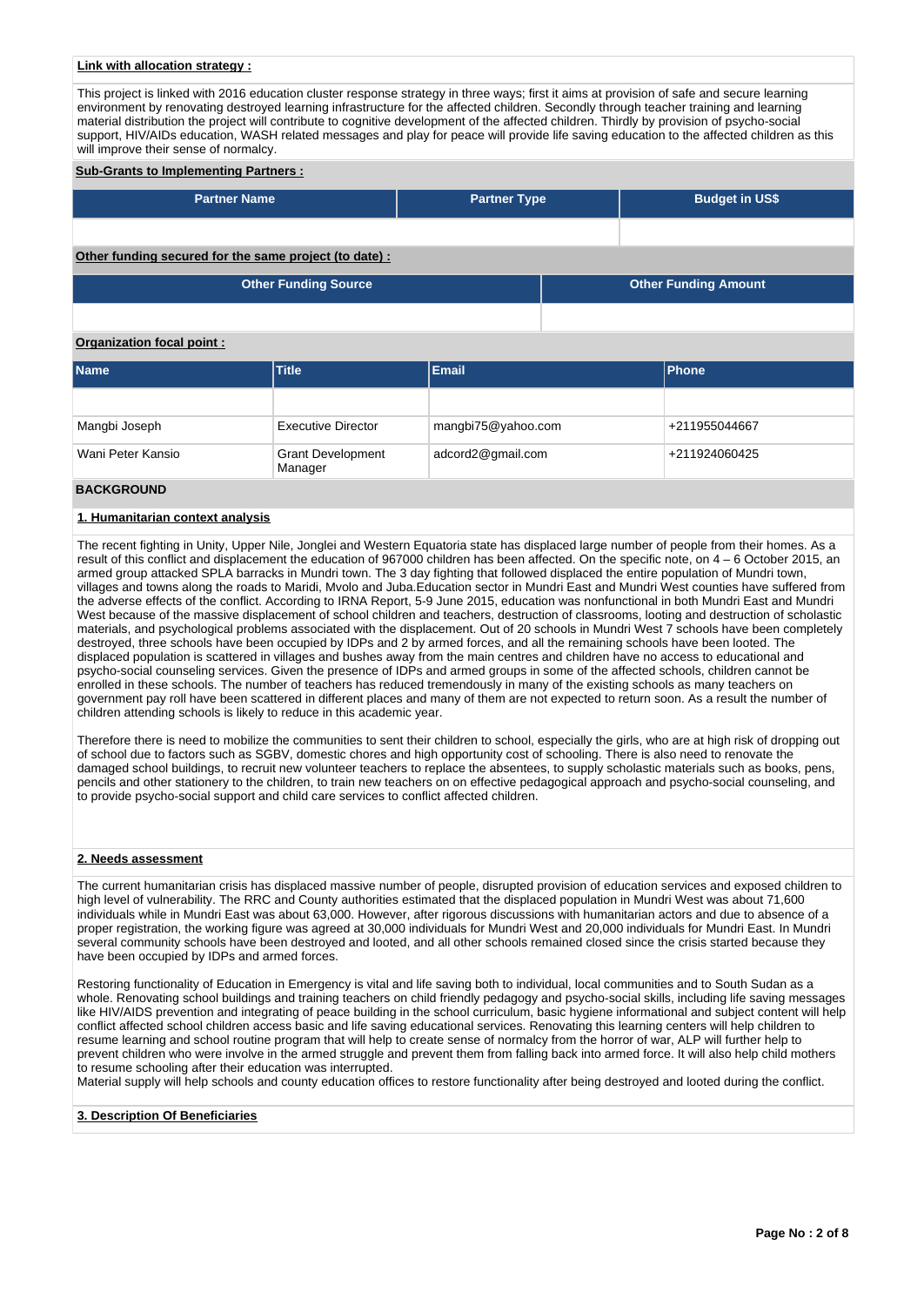**Link with allocation strategy :**

This project is linked with 2016 education cluster response strategy in three ways; first it aims at provision of safe and secure learning environment by renovating destroyed learning infrastructure for the affected children. Secondly through teacher training and learning material distribution the project will contribute to cognitive development of the affected children. Thirdly by provision of psycho-social support, HIV/AIDs education, WASH related messages and play for peace will provide life saving education to the affected children as this will improve their sense of normalcy.

**Sub-Grants to Implementing Partners :**

| Partner Name | Partner Type | Budget in US$ |
|---|---|---|
| | | |

**Other funding secured for the same project (to date) :**

| Other Funding Source | Other Funding Amount |
|---|---|
| | |

**Organization focal point :**

| Name | Title | Email | Phone |
|---|---|---|---|
| | | | |
| Mangbi Joseph | Executive Director | mangbi75@yahoo.com | +211955044667 |
| Wani Peter Kansio | Grant Development Manager | adcord2@gmail.com | +211924060425 |

## BACKGROUND

### 1. Humanitarian context analysis

The recent fighting in Unity, Upper Nile, Jonglei and Western Equatoria state has displaced large number of people from their homes. As a result of this conflict and displacement the education of 967000 children has been affected. On the specific note, on 4 – 6 October 2015, an armed group attacked SPLA barracks in Mundri town. The 3 day fighting that followed displaced the entire population of Mundri town, villages and towns along the roads to Maridi, Mvolo and Juba.Education sector in Mundri East and Mundri West counties have suffered from the adverse effects of the conflict. According to IRNA Report, 5-9 June 2015, education was nonfunctional in both Mundri East and Mundri West because of the massive displacement of school children and teachers, destruction of classrooms, looting and destruction of scholastic materials, and psychological problems associated with the displacement. Out of 20 schools in Mundri West 7 schools have been completely destroyed, three schools have been occupied by IDPs and 2 by armed forces, and all the remaining schools have been looted. The displaced population is scattered in villages and bushes away from the main centres and children have no access to educational and psycho-social counseling services. Given the presence of IDPs and armed groups in some of the affected schools, children cannot be enrolled in these schools. The number of teachers has reduced tremendously in many of the existing schools as many teachers on government pay roll have been scattered in different places and many of them are not expected to return soon. As a result the number of children attending schools is likely to reduce in this academic year.

Therefore there is need to mobilize the communities to sent their children to school, especially the girls, who are at high risk of dropping out of school due to factors such as SGBV, domestic chores and high opportunity cost of schooling. There is also need to renovate the damaged school buildings, to recruit new volunteer teachers to replace the absentees, to supply scholastic materials such as books, pens, pencils and other stationery to the children, to train new teachers on on effective pedagogical approach and psycho-social counseling, and to provide psycho-social support and child care services to conflict affected children.

### 2. Needs assessment

The current humanitarian crisis has displaced massive number of people, disrupted provision of education services and exposed children to high level of vulnerability. The RRC and County authorities estimated that the displaced population in Mundri West was about 71,600 individuals while in Mundri East was about 63,000. However, after rigorous discussions with humanitarian actors and due to absence of a proper registration, the working figure was agreed at 30,000 individuals for Mundri West and 20,000 individuals for Mundri East. In Mundri several community schools have been destroyed and looted, and all other schools remained closed since the crisis started because they have been occupied by IDPs and armed forces.

Restoring functionality of Education in Emergency is vital and life saving both to individual, local communities and to South Sudan as a whole. Renovating school buildings and training teachers on child friendly pedagogy and psycho-social skills, including life saving messages like HIV/AIDS prevention and integrating of peace building in the school curriculum, basic hygiene informational and subject content will help conflict affected school children access basic and life saving educational services. Renovating this learning centers will help children to resume learning and school routine program that will help to create sense of normalcy from the horror of war, ALP will further help to prevent children who were involve in the armed struggle and prevent them from falling back into armed force. It will also help child mothers to resume schooling after their education was interrupted.
Material supply will help schools and county education offices to restore functionality after being destroyed and looted during the conflict.

### 3. Description Of Beneficiaries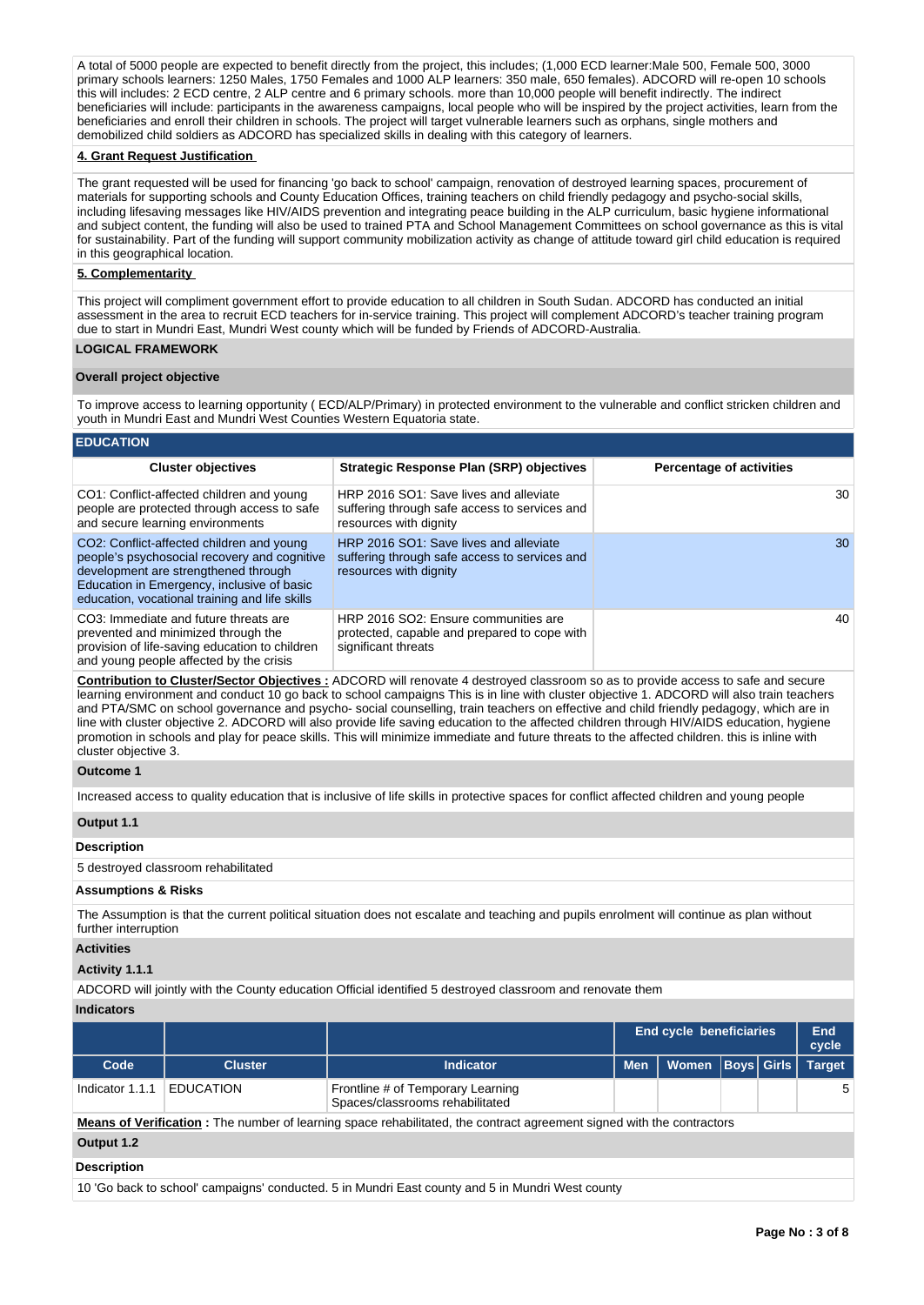A total of 5000 people are expected to benefit directly from the project, this includes; (1,000 ECD learner:Male 500, Female 500, 3000 primary schools learners: 1250 Males, 1750 Females and 1000 ALP learners: 350 male, 650 females). ADCORD will re-open 10 schools this will includes: 2 ECD centre, 2 ALP centre and 6 primary schools. more than 10,000 people will benefit indirectly. The indirect beneficiaries will include: participants in the awareness campaigns, local people who will be inspired by the project activities, learn from the beneficiaries and enroll their children in schools. The project will target vulnerable learners such as orphans, single mothers and demobilized child soldiers as ADCORD has specialized skills in dealing with this category of learners.

**4. Grant Request Justification**

The grant requested will be used for financing 'go back to school' campaign, renovation of destroyed learning spaces, procurement of materials for supporting schools and County Education Offices, training teachers on child friendly pedagogy and psycho-social skills, including lifesaving messages like HIV/AIDS prevention and integrating peace building in the ALP curriculum, basic hygiene informational and subject content, the funding will also be used to trained PTA and School Management Committees on school governance as this is vital for sustainability. Part of the funding will support community mobilization activity as change of attitude toward girl child education is required in this geographical location.

**5. Complementarity**

This project will compliment government effort to provide education to all children in South Sudan. ADCORD has conducted an initial assessment in the area to recruit ECD teachers for in-service training. This project will complement ADCORD's teacher training program due to start in Mundri East, Mundri West county which will be funded by Friends of ADCORD-Australia.

## LOGICAL FRAMEWORK

### Overall project objective

To improve access to learning opportunity ( ECD/ALP/Primary) in protected environment to the vulnerable and conflict stricken children and youth in Mundri East and Mundri West Counties Western Equatoria state.

### EDUCATION

| Cluster objectives | Strategic Response Plan (SRP) objectives | Percentage of activities |
|---|---|---|
| CO1: Conflict-affected children and young people are protected through access to safe and secure learning environments | HRP 2016 SO1: Save lives and alleviate suffering through safe access to services and resources with dignity | 30 |
| CO2: Conflict-affected children and young people's psychosocial recovery and cognitive development are strengthened through Education in Emergency, inclusive of basic education, vocational training and life skills | HRP 2016 SO1: Save lives and alleviate suffering through safe access to services and resources with dignity | 30 |
| CO3: Immediate and future threats are prevented and minimized through the provision of life-saving education to children and young people affected by the crisis | HRP 2016 SO2: Ensure communities are protected, capable and prepared to cope with significant threats | 40 |

**Contribution to Cluster/Sector Objectives :** ADCORD will renovate 4 destroyed classroom so as to provide access to safe and secure learning environment and conduct 10 go back to school campaigns This is in line with cluster objective 1. ADCORD will also train teachers and PTA/SMC on school governance and psycho- social counselling, train teachers on effective and child friendly pedagogy, which are in line with cluster objective 2. ADCORD will also provide life saving education to the affected children through HIV/AIDS education, hygiene promotion in schools and play for peace skills. This will minimize immediate and future threats to the affected children. this is inline with cluster objective 3.

### Outcome 1

Increased access to quality education that is inclusive of life skills in protective spaces for conflict affected children and young people

### Output 1.1

**Description**

5 destroyed classroom rehabilitated

**Assumptions & Risks**

The Assumption is that the current political situation does not escalate and teaching and pupils enrolment will continue as plan without further interruption

**Activities**

**Activity 1.1.1**

ADCORD will jointly with the County education Official identified 5 destroyed classroom and renovate them

**Indicators**

| | | | End cycle beneficiaries | | | | End cycle |
|---|---|---|---|---|---|---|---|
| Code | Cluster | Indicator | Men | Women | Boys | Girls | Target |
| Indicator 1.1.1 | EDUCATION | Frontline # of Temporary Learning Spaces/classrooms rehabilitated | | | | | 5 |

**Means of Verification :** The number of learning space rehabilitated, the contract agreement signed with the contractors

### Output 1.2

**Description**

10 'Go back to school' campaigns' conducted. 5 in Mundri East county and 5 in Mundri West county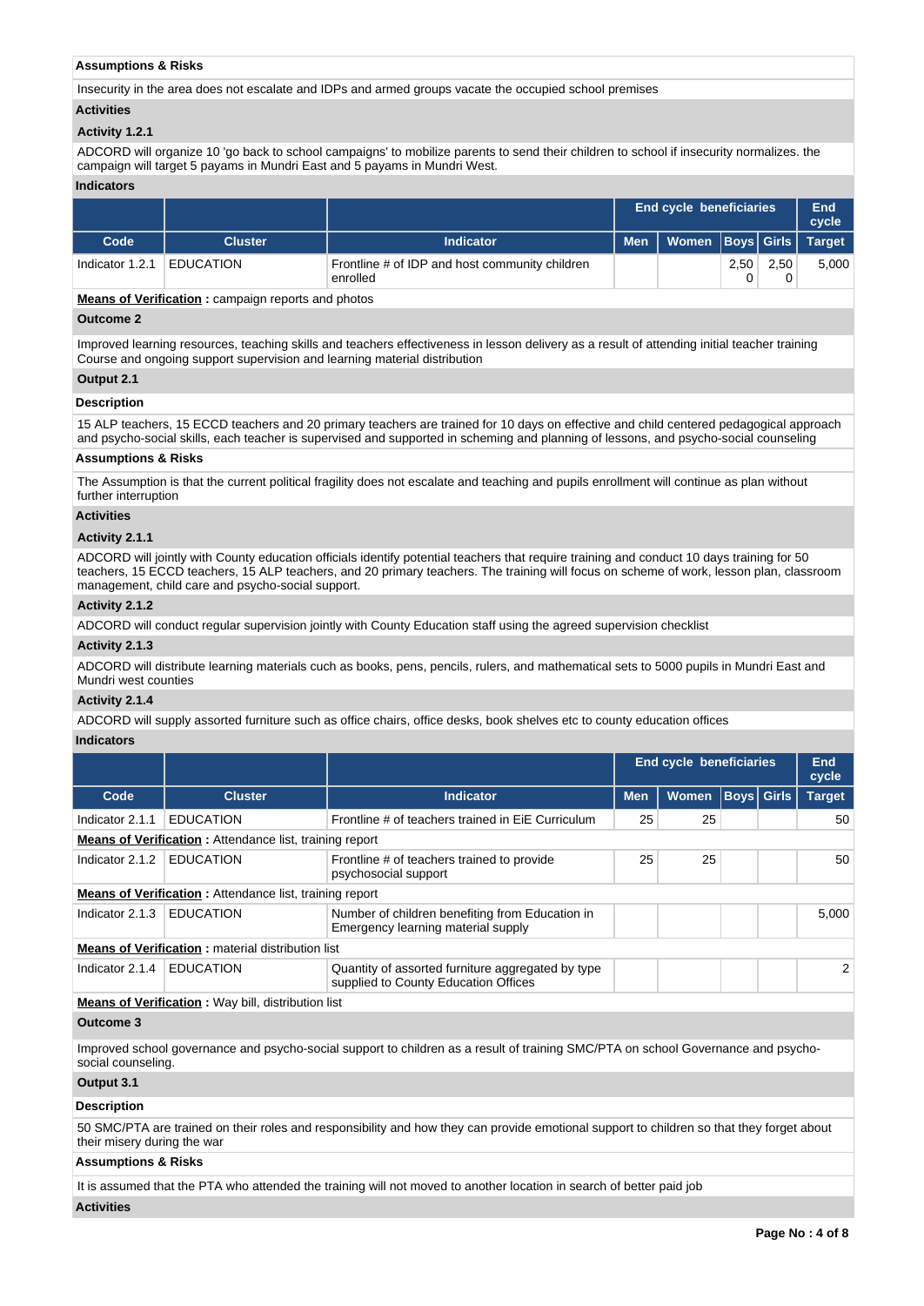**Assumptions & Risks**

Insecurity in the area does not escalate and IDPs and armed groups vacate the occupied school premises

**Activities**

**Activity 1.2.1**

ADCORD will organize 10 'go back to school campaigns' to mobilize parents to send their children to school if insecurity normalizes. the campaign will target 5 payams in Mundri East and 5 payams in Mundri West.

**Indicators**

| | | | End cycle beneficiaries | | | | End cycle |
|---|---|---|---|---|---|---|---|
| **Code** | **Cluster** | **Indicator** | **Men** | **Women** | **Boys** | **Girls** | **Target** |
| Indicator 1.2.1 | EDUCATION | Frontline # of IDP and host community children enrolled | | | 2,500 | 2,500 | 5,000 |

**Means of Verification :** campaign reports and photos

**Outcome 2**

Improved learning resources, teaching skills and teachers effectiveness in lesson delivery as a result of attending initial teacher training Course and ongoing support supervision and learning material distribution

**Output 2.1**

**Description**

15 ALP teachers, 15 ECCD teachers and 20 primary teachers are trained for 10 days on effective and child centered pedagogical approach and psycho-social skills, each teacher is supervised and supported in scheming and planning of lessons, and psycho-social counseling

**Assumptions & Risks**

The Assumption is that the current political fragility does not escalate and teaching and pupils enrollment will continue as plan without further interruption

**Activities**

**Activity 2.1.1**

ADCORD will jointly with County education officials identify potential teachers that require training and conduct 10 days training for 50 teachers, 15 ECCD teachers, 15 ALP teachers, and 20 primary teachers. The training will focus on scheme of work, lesson plan, classroom management, child care and psycho-social support.

**Activity 2.1.2**

ADCORD will conduct regular supervision jointly with County Education staff using the agreed supervision checklist

**Activity 2.1.3**

ADCORD will distribute learning materials cuch as books, pens, pencils, rulers, and mathematical sets to 5000 pupils in Mundri East and Mundri west counties

**Activity 2.1.4**

ADCORD will supply assorted furniture such as office chairs, office desks, book shelves etc to county education offices

**Indicators**

| | | | End cycle beneficiaries | | | | End cycle |
|---|---|---|---|---|---|---|---|
| **Code** | **Cluster** | **Indicator** | **Men** | **Women** | **Boys** | **Girls** | **Target** |
| Indicator 2.1.1 | EDUCATION | Frontline # of teachers trained in EiE Curriculum | 25 | 25 | | | 50 |
| **Means of Verification :** Attendance list, training report | | | | | | | |
| Indicator 2.1.2 | EDUCATION | Frontline # of teachers trained to provide psychosocial support | 25 | 25 | | | 50 |
| **Means of Verification :** Attendance list, training report | | | | | | | |
| Indicator 2.1.3 | EDUCATION | Number of children benefiting from Education in Emergency learning material supply | | | | | 5,000 |
| **Means of Verification :** material distribution list | | | | | | | |
| Indicator 2.1.4 | EDUCATION | Quantity of assorted furniture aggregated by type supplied to County Education Offices | | | | | 2 |
| **Means of Verification :** Way bill, distribution list | | | | | | | |

**Outcome 3**

Improved school governance and psycho-social support to children as a result of training SMC/PTA on school Governance and psycho-social counseling.

**Output 3.1**

**Description**

50 SMC/PTA are trained on their roles and responsibility and how they can provide emotional support to children so that they forget about their misery during the war

**Assumptions & Risks**

It is assumed that the PTA who attended the training will not moved to another location in search of better paid job

**Activities**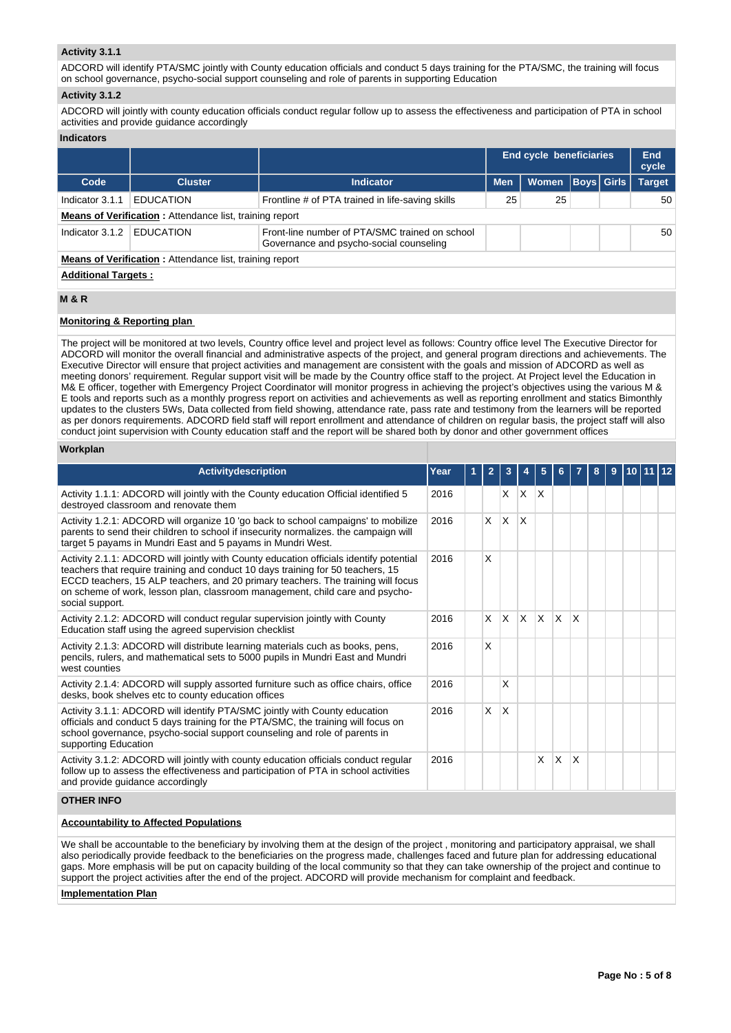**Activity 3.1.1**

ADCORD will identify PTA/SMC jointly with County education officials and conduct 5 days training for the PTA/SMC, the training will focus on school governance, psycho-social support counseling and role of parents in supporting Education

**Activity 3.1.2**

ADCORD will jointly with county education officials conduct regular follow up to assess the effectiveness and participation of PTA in school activities and provide guidance accordingly

**Indicators**

| | | | End cycle beneficiaries | | | | End cycle |
|---|---|---|---|---|---|---|---|
| **Code** | **Cluster** | **Indicator** | **Men** | **Women** | **Boys** | **Girls** | **Target** |
| Indicator 3.1.1 | EDUCATION | Frontline # of PTA trained in life-saving skills | 25 | 25 | | | 50 |
| **Means of Verification** : Attendance list, training report | | | | | | | |
| Indicator 3.1.2 | EDUCATION | Front-line number of PTA/SMC trained on school Governance and psycho-social counseling | | | | | 50 |
| **Means of Verification** : Attendance list, training report | | | | | | | |

**Additional Targets :**

**M & R**

**Monitoring & Reporting plan**

The project will be monitored at two levels, Country office level and project level as follows: Country office level The Executive Director for ADCORD will monitor the overall financial and administrative aspects of the project, and general program directions and achievements. The Executive Director will ensure that project activities and management are consistent with the goals and mission of ADCORD as well as meeting donors' requirement. Regular support visit will be made by the Country office staff to the project. At Project level the Education in M& E officer, together with Emergency Project Coordinator will monitor progress in achieving the project's objectives using the various M & E tools and reports such as a monthly progress report on activities and achievements as well as reporting enrollment and statics Bimonthly updates to the clusters 5Ws, Data collected from field showing, attendance rate, pass rate and testimony from the learners will be reported as per donors requirements. ADCORD field staff will report enrollment and attendance of children on regular basis, the project staff will also conduct joint supervision with County education staff and the report will be shared both by donor and other government offices

**Workplan**

| Activitydescription | Year | 1 | 2 | 3 | 4 | 5 | 6 | 7 | 8 | 9 | 10 | 11 | 12 |
|---|---|---|---|---|---|---|---|---|---|---|---|---|---|
| Activity 1.1.1: ADCORD will jointly with the County education Official identified 5 destroyed classroom and renovate them | 2016 | | | X | X | X | | | | | | | |
| Activity 1.2.1: ADCORD will organize 10 'go back to school campaigns' to mobilize parents to send their children to school if insecurity normalizes. the campaign will target 5 payams in Mundri East and 5 payams in Mundri West. | 2016 | | X | X | X | | | | | | | | |
| Activity 2.1.1: ADCORD will jointly with County education officials identify potential teachers that require training and conduct 10 days training for 50 teachers, 15 ECCD teachers, 15 ALP teachers, and 20 primary teachers. The training will focus on scheme of work, lesson plan, classroom management, child care and psycho-social support. | 2016 | | X | | | | | | | | | | |
| Activity 2.1.2: ADCORD will conduct regular supervision jointly with County Education staff using the agreed supervision checklist | 2016 | | X | X | X | X | X | X | | | | | |
| Activity 2.1.3: ADCORD will distribute learning materials cuch as books, pens, pencils, rulers, and mathematical sets to 5000 pupils in Mundri East and Mundri west counties | 2016 | | X | | | | | | | | | | |
| Activity 2.1.4: ADCORD will supply assorted furniture such as office chairs, office desks, book shelves etc to county education offices | 2016 | | | X | | | | | | | | | |
| Activity 3.1.1: ADCORD will identify PTA/SMC jointly with County education officials and conduct 5 days training for the PTA/SMC, the training will focus on school governance, psycho-social support counseling and role of parents in supporting Education | 2016 | | X | X | | | | | | | | | |
| Activity 3.1.2: ADCORD will jointly with county education officials conduct regular follow up to assess the effectiveness and participation of PTA in school activities and provide guidance accordingly | 2016 | | | | | X | X | X | | | | | |

**OTHER INFO**

**Accountability to Affected Populations**

We shall be accountable to the beneficiary by involving them at the design of the project , monitoring and participatory appraisal, we shall also periodically provide feedback to the beneficiaries on the progress made, challenges faced and future plan for addressing educational gaps. More emphasis will be put on capacity building of the local community so that they can take ownership of the project and continue to support the project activities after the end of the project. ADCORD will provide mechanism for complaint and feedback.

**Implementation Plan**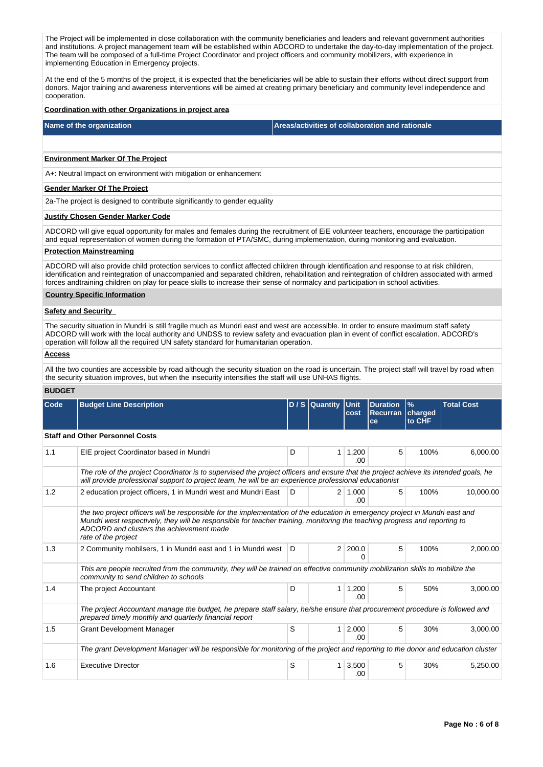The Project will be implemented in close collaboration with the community beneficiaries and leaders and relevant government authorities and institutions. A project management team will be established within ADCORD to undertake the day-to-day implementation of the project. The team will be composed of a full-time Project Coordinator and project officers and community mobilizers, with experience in implementing Education in Emergency projects.

At the end of the 5 months of the project, it is expected that the beneficiaries will be able to sustain their efforts without direct support from donors. Major training and awareness interventions will be aimed at creating primary beneficiary and community level independence and cooperation.

**Coordination with other Organizations in project area**

| Name of the organization | Areas/activities of collaboration and rationale |
|---|---|
| | |

**Environment Marker Of The Project**

A+: Neutral Impact on environment with mitigation or enhancement

**Gender Marker Of The Project**

2a-The project is designed to contribute significantly to gender equality

**Justify Chosen Gender Marker Code**

ADCORD will give equal opportunity for males and females during the recruitment of EiE volunteer teachers, encourage the participation and equal representation of women during the formation of PTA/SMC, during implementation, during monitoring and evaluation.

**Protection Mainstreaming**

ADCORD will also provide child protection services to conflict affected children through identification and response to at risk children, identification and reintegration of unaccompanied and separated children, rehabilitation and reintegration of children associated with armed forces andtraining children on play for peace skills to increase their sense of normalcy and participation in school activities.

**Country Specific Information**

**Safety and Security**

The security situation in Mundri is still fragile much as Mundri east and west are accessible. In order to ensure maximum staff safety ADCORD will work with the local authority and UNDSS to review safety and evacuation plan in event of conflict escalation. ADCORD's operation will follow all the required UN safety standard for humanitarian operation.

**Access**

All the two counties are accessible by road although the security situation on the road is uncertain. The project staff will travel by road when the security situation improves, but when the insecurity intensifies the staff will use UNHAS flights.

**BUDGET**

| Code | Budget Line Description | D / S | Quantity | Unit cost | Duration Recurrance | % charged to CHF | Total Cost |
|---|---|---|---|---|---|---|---|
| **Staff and Other Personnel Costs** | | | | | | | |
| 1.1 | EIE project Coordinator based in Mundri | D | 1 | 1,200.00 | 5 | 100% | 6,000.00 |
| | *The role of the project Coordinator is to supervised the project officers and ensure that the project achieve its intended goals, he will provide professional support to project team, he will be an experience professional educationist* | | | | | | |
| 1.2 | 2 education project officers, 1 in Mundri west and Mundri East | D | 2 | 1,000.00 | 5 | 100% | 10,000.00 |
| | *the two project officers will be responsible for the implementation of the education in emergency project in Mundri east and Mundri west respectively, they will be responsible for teacher training, monitoring the teaching progress and reporting to ADCORD and clusters the achievement made rate of the project* | | | | | | |
| 1.3 | 2 Community mobilsers, 1 in Mundri east and 1 in Mundri west | D | 2 | 200.00 | 5 | 100% | 2,000.00 |
| | *This are people recruited from the community, they will be trained on effective community mobilization skills to mobilize the community to send children to schools* | | | | | | |
| 1.4 | The project Accountant | D | 1 | 1,200.00 | 5 | 50% | 3,000.00 |
| | *The project Accountant manage the budget, he prepare staff salary, he/she ensure that procurement procedure is followed and prepared timely monthly and quarterly financial report* | | | | | | |
| 1.5 | Grant Development Manager | S | 1 | 2,000.00 | 5 | 30% | 3,000.00 |
| | *The grant Development Manager will be responsible for monitoring of the project and reporting to the donor and education cluster* | | | | | | |
| 1.6 | Executive Director | S | 1 | 3,500.00 | 5 | 30% | 5,250.00 |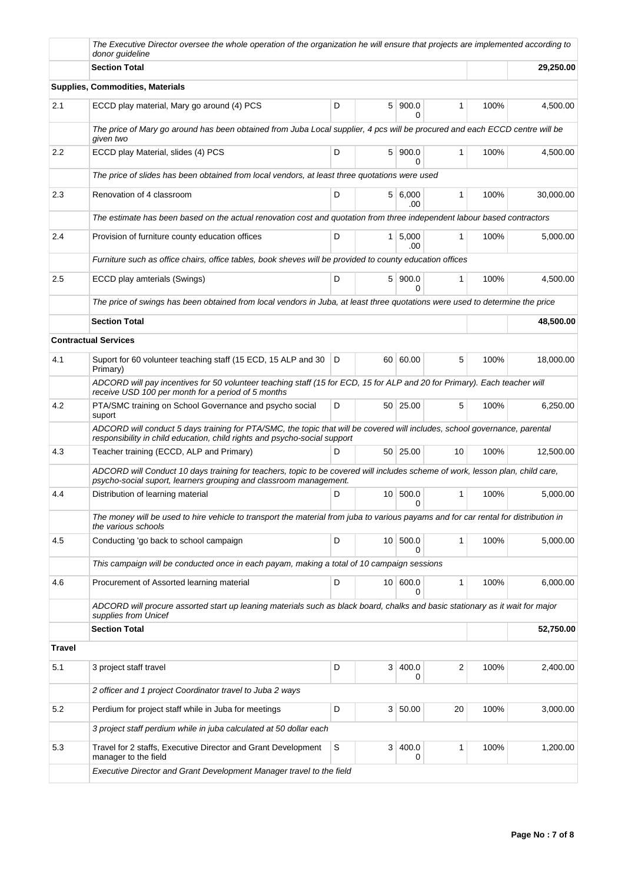| | | | | | | | |
|---|---|---|---|---|---|---|---|
| | *The Executive Director oversee the whole operation of the organization he will ensure that projects are implemented according to donor guideline* | | | | | | |
| | **Section Total** | | | | | | **29,250.00** |
| **Supplies, Commodities, Materials** | | | | | | | |
| 2.1 | ECCD play material, Mary go around (4) PCS | D | 5 | 900.00 | 1 | 100% | 4,500.00 |
| | *The price of Mary go around has been obtained from Juba Local supplier, 4 pcs will be procured and each ECCD centre will be given two* | | | | | | |
| 2.2 | ECCD play Material, slides (4) PCS | D | 5 | 900.00 | 1 | 100% | 4,500.00 |
| | *The price of slides has been obtained from local vendors, at least three quotations were used* | | | | | | |
| 2.3 | Renovation of 4 classroom | D | 5 | 6,000.00 | 1 | 100% | 30,000.00 |
| | *The estimate has been based on the actual renovation cost and quotation from three independent labour based contractors* | | | | | | |
| 2.4 | Provision of furniture county education offices | D | 1 | 5,000.00 | 1 | 100% | 5,000.00 |
| | *Furniture such as office chairs, office tables, book sheves will be provided to county education offices* | | | | | | |
| 2.5 | ECCD play amterials (Swings) | D | 5 | 900.00 | 1 | 100% | 4,500.00 |
| | *The price of swings has been obtained from local vendors in Juba, at least three quotations were used to determine the price* | | | | | | |
| | **Section Total** | | | | | | **48,500.00** |
| **Contractual Services** | | | | | | | |
| 4.1 | Suport for 60 volunteer teaching staff (15 ECD, 15 ALP and 30 Primary) | D | 60 | 60.00 | 5 | 100% | 18,000.00 |
| | *ADCORD will pay incentives for 50 volunteer teaching staff (15 for ECD, 15 for ALP and 20 for Primary). Each teacher will receive USD 100 per month for a period of 5 months* | | | | | | |
| 4.2 | PTA/SMC training on School Governance and psycho social suport | D | 50 | 25.00 | 5 | 100% | 6,250.00 |
| | *ADCORD will conduct 5 days training for PTA/SMC, the topic that will be covered will includes, school governance, parental responsibility in child education, child rights and psycho-social support* | | | | | | |
| 4.3 | Teacher training (ECCD, ALP and Primary) | D | 50 | 25.00 | 10 | 100% | 12,500.00 |
| | *ADCORD will Conduct 10 days training for teachers, topic to be covered will includes scheme of work, lesson plan, child care, psycho-social suport, learners grouping and classroom management.* | | | | | | |
| 4.4 | Distribution of learning material | D | 10 | 500.00 | 1 | 100% | 5,000.00 |
| | *The money will be used to hire vehicle to transport the material from juba to various payams and for car rental for distribution in the various schools* | | | | | | |
| 4.5 | Conducting 'go back to school campaign | D | 10 | 500.00 | 1 | 100% | 5,000.00 |
| | *This campaign will be conducted once in each payam, making a total of 10 campaign sessions* | | | | | | |
| 4.6 | Procurement of Assorted learning material | D | 10 | 600.00 | 1 | 100% | 6,000.00 |
| | *ADCORD will procure assorted start up leaning materials such as black board, chalks and basic stationary as it wait for major supplies from Unicef* | | | | | | |
| | **Section Total** | | | | | | **52,750.00** |
| **Travel** | | | | | | | |
| 5.1 | 3 project staff travel | D | 3 | 400.00 | 2 | 100% | 2,400.00 |
| | *2 officer and 1 project Coordinator travel to Juba 2 ways* | | | | | | |
| 5.2 | Perdium for project staff while in Juba for meetings | D | 3 | 50.00 | 20 | 100% | 3,000.00 |
| | *3 project staff perdium while in juba calculated at 50 dollar each* | | | | | | |
| 5.3 | Travel for 2 staffs, Executive Director and Grant Development manager to the field | S | 3 | 400.00 | 1 | 100% | 1,200.00 |
| | *Executive Director and Grant Development Manager travel to the field* | | | | | | |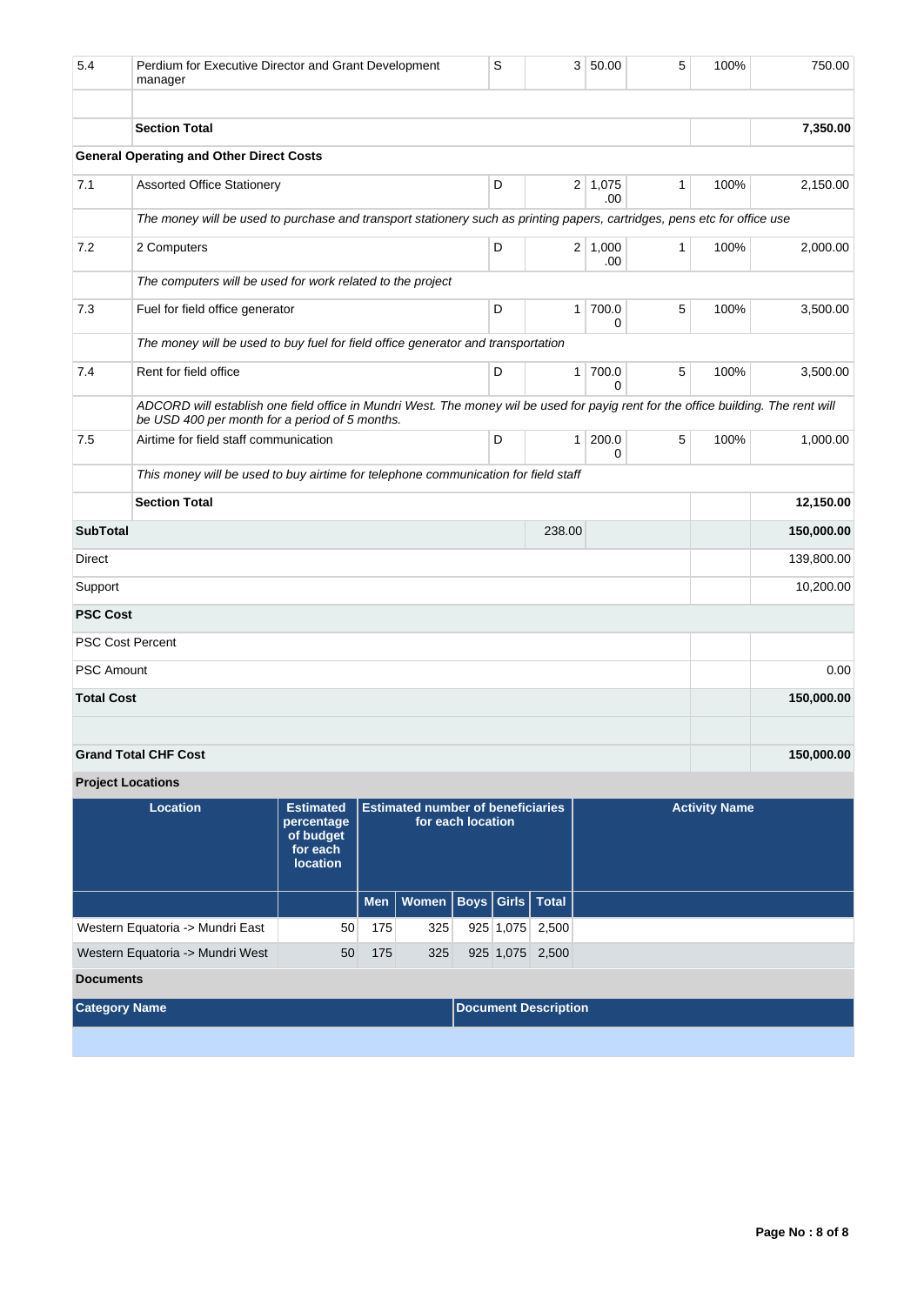| | | | | | | | | |
|---|---|---|---|---|---|---|---|---|
| 5.4 | Perdium for Executive Director and Grant Development manager | S | 3 | 50.00 | 5 | 100% | 750.00 |
| | | | | | | | |
| | **Section Total** | | | | | | **7,350.00** |
| **General Operating and Other Direct Costs** | | | | | | | |
| 7.1 | Assorted Office Stationery | D | 2 | 1,075.00 | 1 | 100% | 2,150.00 |
| | *The money will be used to purchase and transport stationery such as printing papers, cartridges, pens etc for office use* | | | | | | |
| 7.2 | 2 Computers | D | 2 | 1,000.00 | 1 | 100% | 2,000.00 |
| | *The computers will be used for work related to the project* | | | | | | |
| 7.3 | Fuel for field office generator | D | 1 | 700.00 | 5 | 100% | 3,500.00 |
| | *The money will be used to buy fuel for field office generator and transportation* | | | | | | |
| 7.4 | Rent for field office | D | 1 | 700.00 | 5 | 100% | 3,500.00 |
| | *ADCORD will establish one field office in Mundri West. The money wil be used for payig rent for the office building. The rent will be USD 400 per month for a period of 5 months.* | | | | | | |
| 7.5 | Airtime for field staff communication | D | 1 | 200.00 | 5 | 100% | 1,000.00 |
| | *This money will be used to buy airtime for telephone communication for field staff* | | | | | | |
| | **Section Total** | | | | | | **12,150.00** |
| **SubTotal** | | | 238.00 | | | | **150,000.00** |
| Direct | | | | | | | 139,800.00 |
| Support | | | | | | | 10,200.00 |
| **PSC Cost** | | | | | | | |
| PSC Cost Percent | | | | | | | |
| PSC Amount | | | | | | | 0.00 |
| **Total Cost** | | | | | | | **150,000.00** |
| | | | | | | | |
| **Grand Total CHF Cost** | | | | | | | **150,000.00** |

**Project Locations**

| Location | Estimated percentage of budget for each location | Estimated number of beneficiaries for each location | | | | | Activity Name |
|---|---|---|---|---|---|---|---|
| | | Men | Women | Boys | Girls | Total | |
| Western Equatoria -> Mundri East | 50 | 175 | 325 | 925 | 1,075 | 2,500 | |
| Western Equatoria -> Mundri West | 50 | 175 | 325 | 925 | 1,075 | 2,500 | |

**Documents**

| Category Name | Document Description |
|---|---|
| | |